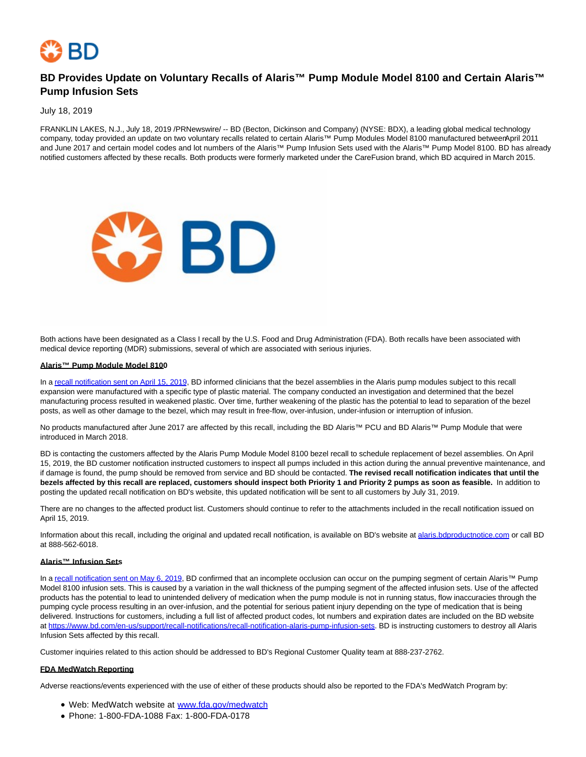# BD Provides Update on Voluntary Recalls of Alaris™ Pump Module Model 8100 and Certain Alaris™ Pump Infusion Sets

July 18, 2019

FRANKLIN LAKES, N.J., July 18, 2019 /PRNewswire/ -- BD (Becton, Dickinson and Company) (NYSE: BDX), a leading global medical technology company, today provided an update on two voluntary recalls related to certain Alaris™ Pump Modules Model 8100 manufactured between April 2011 and June 2017 and certain model codes and lot numbers of the Alaris™ Pump Infusion Sets used with the Alaris™ Pump Model 8100. BD has already notified customers affected by these recalls. Both products were formerly marketed under the CareFusion brand, which BD acquired in March 2015.

Both actions have been designated as a Class I recall by the U.S. Food and Drug Administration (FDA). Both recalls have been associated with medical device reporting (MDR) submissions, several of which are associated with serious injuries.

**Alaris™ Pump Module Model 8100**

In a recall notification sent on April 15, 2019, BD informed clinicians that the bezel assemblies in the Alaris pump modules subject to this recall expansion were manufactured with a specific type of plastic material. The company conducted an investigation and determined that the bezel manufacturing process resulted in weakened plastic. Over time, further weakening of the plastic has the potential to lead to separation of the bezel posts, as well as other damage to the bezel, which may result in free-flow, over-infusion, under-infusion or interruption of infusion.

No products manufactured after June 2017 are affected by this recall, including the BD Alaris™ PCU and BD Alaris™ Pump Module that were introduced in March 2018.

BD is contacting the customers affected by the Alaris Pump Module Model 8100 bezel recall to schedule replacement of bezel assemblies. On April 15, 2019, the BD customer notification instructed customers to inspect all pumps included in this action during the annual preventive maintenance, and if damage is found, the pump should be removed from service and BD should be contacted. **The revised recall notification indicates that until the bezels affected by this recall are replaced, customers should inspect both Priority 1 and Priority 2 pumps as soon as feasible.** In addition to posting the updated recall notification on BD's website, this updated notification will be sent to all customers by July 31, 2019.

There are no changes to the affected product list. Customers should continue to refer to the attachments included in the recall notification issued on April 15, 2019.

Information about this recall, including the original and updated recall notification, is available on BD's website at alaris.bdproductnotice.com or call BD at 888-562-6018.

**Alaris™ Infusion Sets**

In a recall notification sent on May 6, 2019, BD confirmed that an incomplete occlusion can occur on the pumping segment of certain Alaris™ Pump Model 8100 infusion sets. This is caused by a variation in the wall thickness of the pumping segment of the affected infusion sets. Use of the affected products has the potential to lead to unintended delivery of medication when the pump module is not in running status, flow inaccuracies through the pumping cycle process resulting in an over-infusion, and the potential for serious patient injury depending on the type of medication that is being delivered. Instructions for customers, including a full list of affected product codes, lot numbers and expiration dates are included on the BD website at https://www.bd.com/en-us/support/recall-notifications/recall-notification-alaris-pump-infusion-sets. BD is instructing customers to destroy all Alaris Infusion Sets affected by this recall.

Customer inquiries related to this action should be addressed to BD's Regional Customer Quality team at 888-237-2762.

**FDA MedWatch Reporting**

Adverse reactions/events experienced with the use of either of these products should also be reported to the FDA's MedWatch Program by:

- Web: MedWatch website at www.fda.gov/medwatch
- Phone: 1-800-FDA-1088 Fax: 1-800-FDA-0178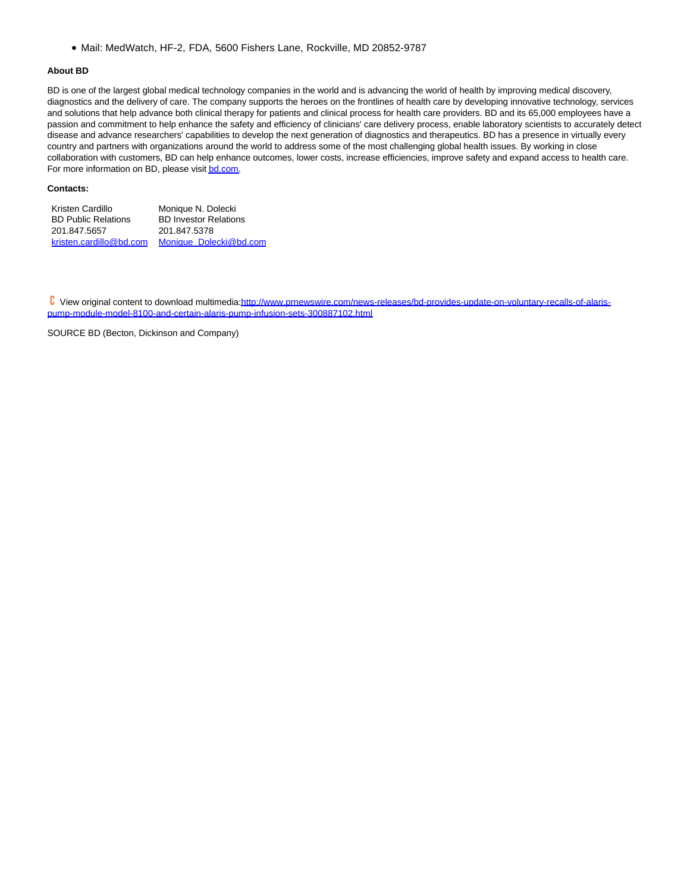- Mail: MedWatch, HF-2, FDA, 5600 Fishers Lane, Rockville, MD 20852-9787

**About BD**

BD is one of the largest global medical technology companies in the world and is advancing the world of health by improving medical discovery, diagnostics and the delivery of care. The company supports the heroes on the frontlines of health care by developing innovative technology, services and solutions that help advance both clinical therapy for patients and clinical process for health care providers. BD and its 65,000 employees have a passion and commitment to help enhance the safety and efficiency of clinicians' care delivery process, enable laboratory scientists to accurately detect disease and advance researchers' capabilities to develop the next generation of diagnostics and therapeutics. BD has a presence in virtually every country and partners with organizations around the world to address some of the most challenging global health issues. By working in close collaboration with customers, BD can help enhance outcomes, lower costs, increase efficiencies, improve safety and expand access to health care. For more information on BD, please visit bd.com.

**Contacts:**

| | |
|---|---|
| Kristen Cardillo | Monique N. Dolecki |
| BD Public Relations | BD Investor Relations |
| 201.847.5657 | 201.847.5378 |
| kristen.cardillo@bd.com | Monique_Dolecki@bd.com |

View original content to download multimedia:http://www.prnewswire.com/news-releases/bd-provides-update-on-voluntary-recalls-of-alaris-pump-module-model-8100-and-certain-alaris-pump-infusion-sets-300887102.html

SOURCE BD (Becton, Dickinson and Company)